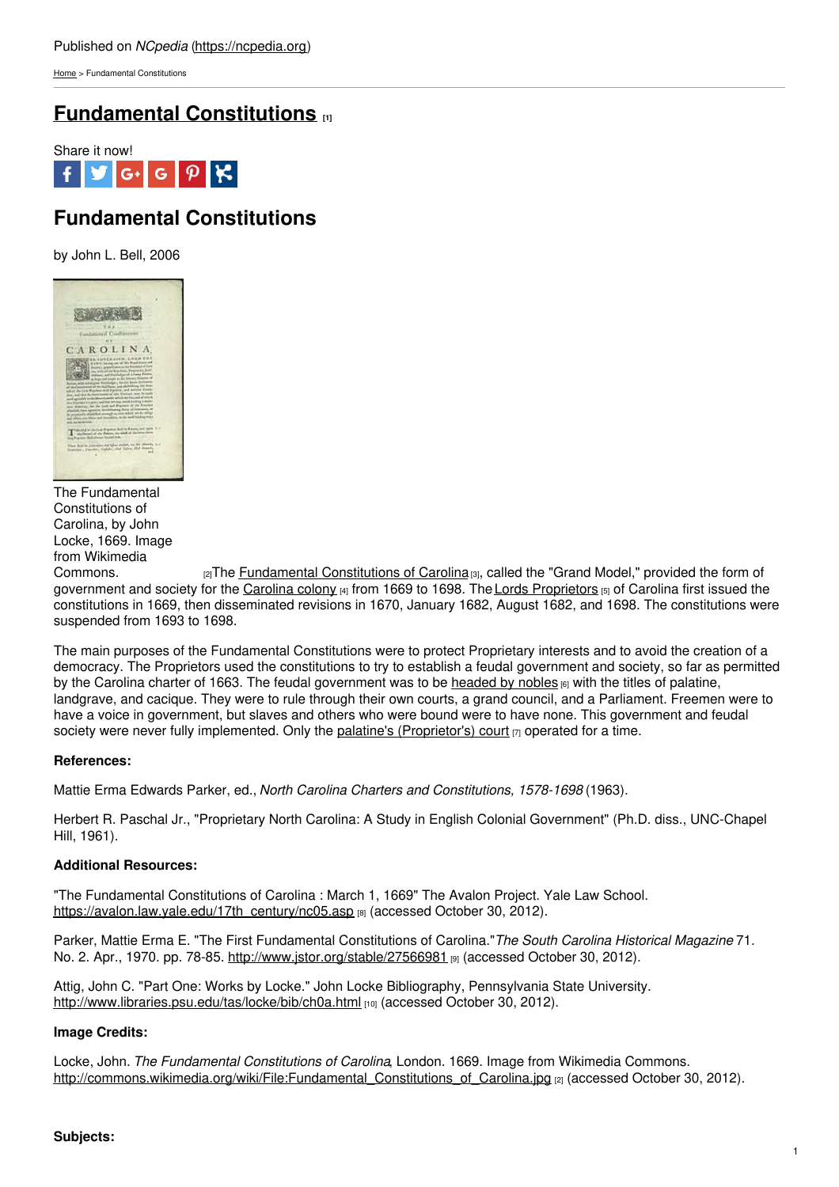Published on *NCpedia* (https://ncpedia.org)

Home > Fundamental Constitutions

# Fundamental Constitutions [1]

Share it now!

## Fundamental Constitutions

by John L. Bell, 2006

The Fundamental Constitutions of Carolina, by John Locke, 1669. Image from Wikimedia Commons.

[2]The Fundamental Constitutions of Carolina [3], called the "Grand Model," provided the form of government and society for the Carolina colony [4] from 1669 to 1698. The Lords Proprietors [5] of Carolina first issued the constitutions in 1669, then disseminated revisions in 1670, January 1682, August 1682, and 1698. The constitutions were suspended from 1693 to 1698.

The main purposes of the Fundamental Constitutions were to protect Proprietary interests and to avoid the creation of a democracy. The Proprietors used the constitutions to try to establish a feudal government and society, so far as permitted by the Carolina charter of 1663. The feudal government was to be headed by nobles [6] with the titles of palatine, landgrave, and cacique. They were to rule through their own courts, a grand council, and a Parliament. Freemen were to have a voice in government, but slaves and others who were bound were to have none. This government and feudal society were never fully implemented. Only the palatine's (Proprietor's) court [7] operated for a time.

**References:**

Mattie Erma Edwards Parker, ed., *North Carolina Charters and Constitutions, 1578-1698* (1963).

Herbert R. Paschal Jr., "Proprietary North Carolina: A Study in English Colonial Government" (Ph.D. diss., UNC-Chapel Hill, 1961).

**Additional Resources:**

"The Fundamental Constitutions of Carolina : March 1, 1669" The Avalon Project. Yale Law School. https://avalon.law.yale.edu/17th_century/nc05.asp [8] (accessed October 30, 2012).

Parker, Mattie Erma E. "The First Fundamental Constitutions of Carolina."*The South Carolina Historical Magazine* 71. No. 2. Apr., 1970. pp. 78-85. http://www.jstor.org/stable/27566981 [9] (accessed October 30, 2012).

Attig, John C. "Part One: Works by Locke." John Locke Bibliography, Pennsylvania State University. http://www.libraries.psu.edu/tas/locke/bib/ch0a.html [10] (accessed October 30, 2012).

**Image Credits:**

Locke, John. *The Fundamental Constitutions of Carolina*, London. 1669. Image from Wikimedia Commons. http://commons.wikimedia.org/wiki/File:Fundamental_Constitutions_of_Carolina.jpg [2] (accessed October 30, 2012).

**Subjects:**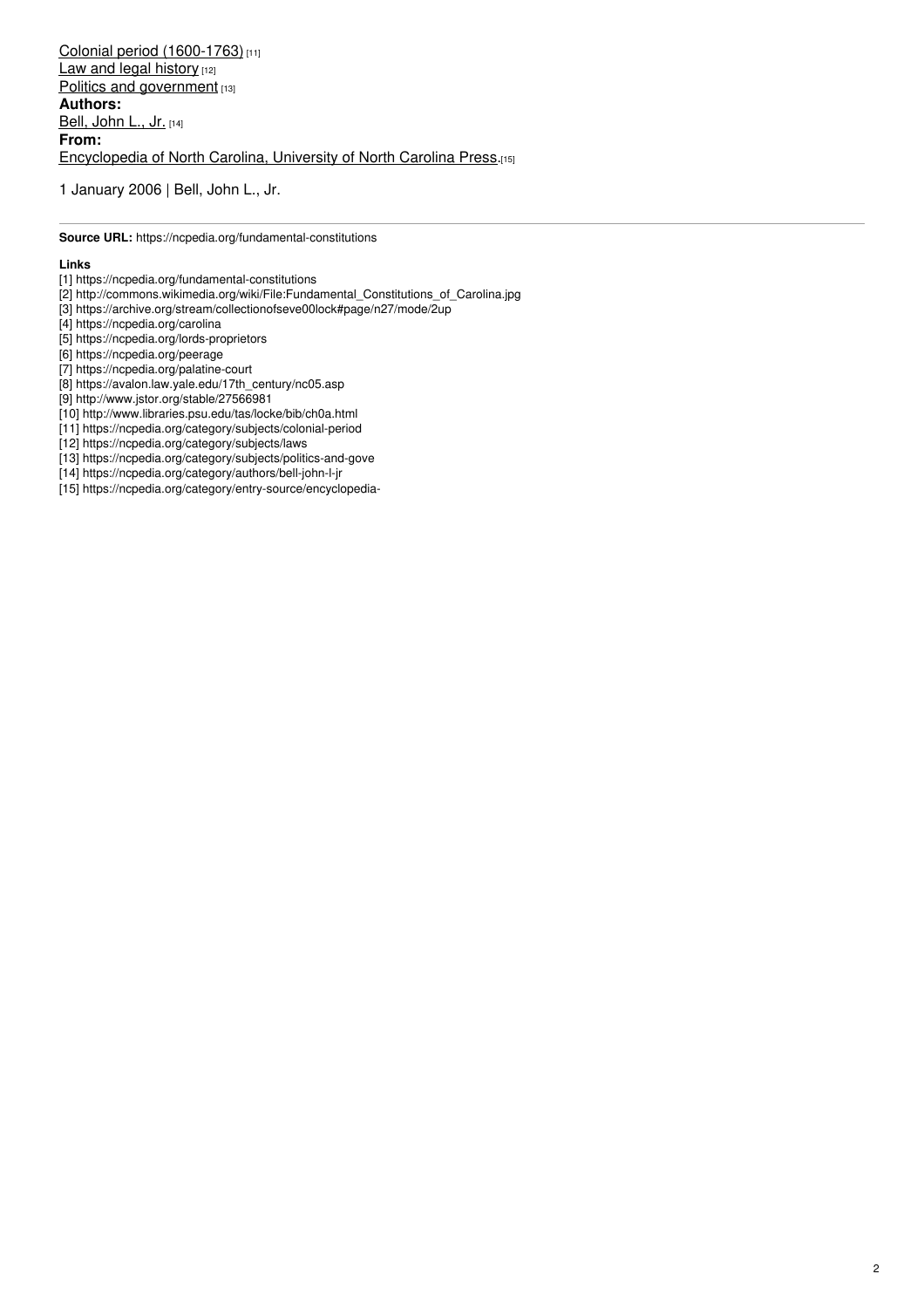Colonial period (1600-1763) [11]
Law and legal history [12]
Politics and government [13]

**Authors:**

Bell, John L., Jr. [14]

**From:**

Encyclopedia of North Carolina, University of North Carolina Press.[15]

1 January 2006 | Bell, John L., Jr.

---

**Source URL:** https://ncpedia.org/fundamental-constitutions

**Links**

[1] https://ncpedia.org/fundamental-constitutions
[2] http://commons.wikimedia.org/wiki/File:Fundamental_Constitutions_of_Carolina.jpg
[3] https://archive.org/stream/collectionofseve00lock#page/n27/mode/2up
[4] https://ncpedia.org/carolina
[5] https://ncpedia.org/lords-proprietors
[6] https://ncpedia.org/peerage
[7] https://ncpedia.org/palatine-court
[8] https://avalon.law.yale.edu/17th_century/nc05.asp
[9] http://www.jstor.org/stable/27566981
[10] http://www.libraries.psu.edu/tas/locke/bib/ch0a.html
[11] https://ncpedia.org/category/subjects/colonial-period
[12] https://ncpedia.org/category/subjects/laws
[13] https://ncpedia.org/category/subjects/politics-and-gove
[14] https://ncpedia.org/category/authors/bell-john-l-jr
[15] https://ncpedia.org/category/entry-source/encyclopedia-